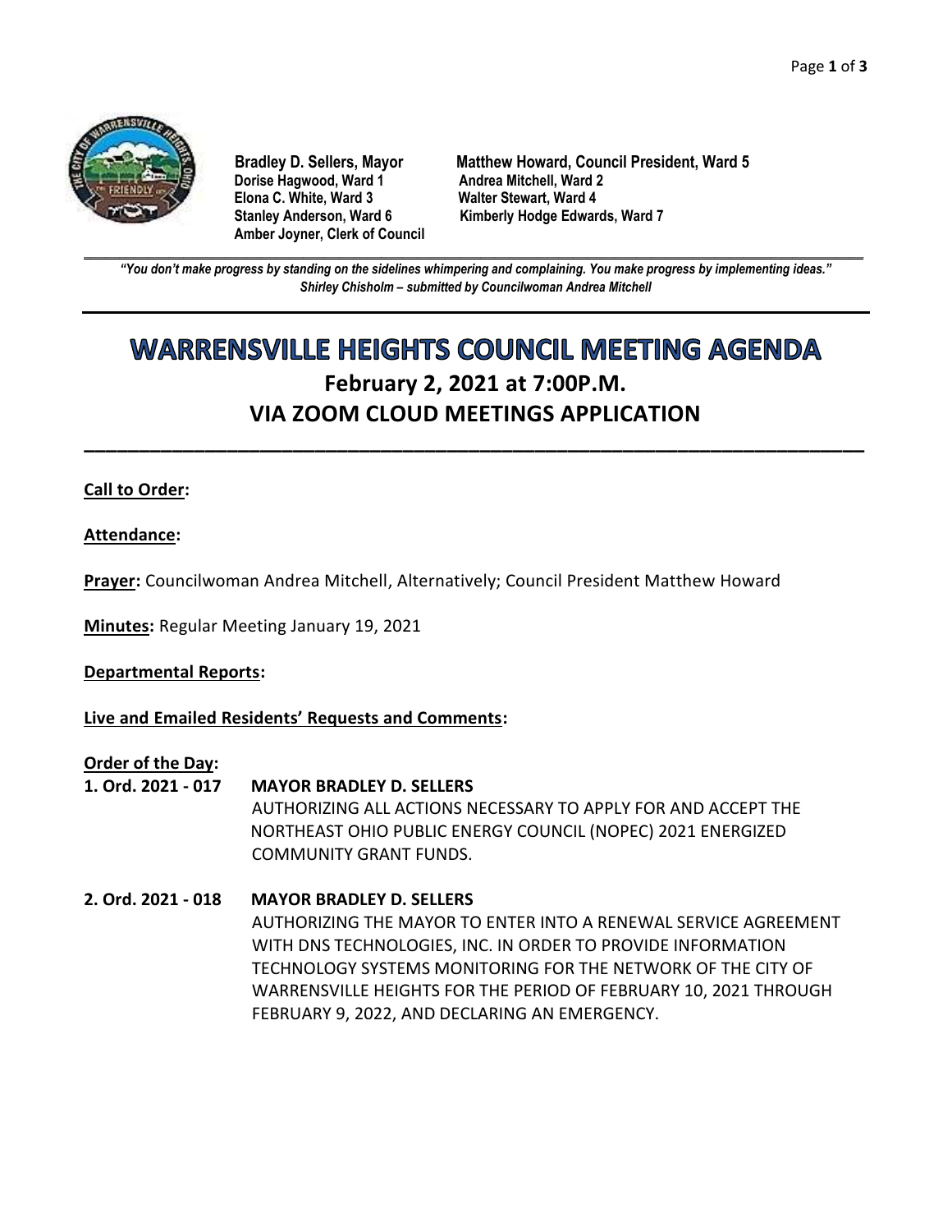**Bradley D. Sellers, Mayor**
**Matthew Howard, Council President, Ward 5**
**Dorise Hagwood, Ward 1**
**Andrea Mitchell, Ward 2**
**Elona C. White, Ward 3**
**Walter Stewart, Ward 4**
**Stanley Anderson, Ward 6**
**Kimberly Hodge Edwards, Ward 7**
**Amber Joyner, Clerk of Council**

***"You don't make progress by standing on the sidelines whimpering and complaining. You make progress by implementing ideas."***
***Shirley Chisholm – submitted by Councilwoman Andrea Mitchell***

# WARRENSVILLE HEIGHTS COUNCIL MEETING AGENDA

## February 2, 2021 at 7:00P.M.
## VIA ZOOM CLOUD MEETINGS APPLICATION

**Call to Order:**

**Attendance:**

**Prayer:** Councilwoman Andrea Mitchell, Alternatively; Council President Matthew Howard

**Minutes:** Regular Meeting January 19, 2021

**Departmental Reports:**

**Live and Emailed Residents' Requests and Comments:**

**Order of the Day:**

**1. Ord. 2021 - 017 MAYOR BRADLEY D. SELLERS**
AUTHORIZING ALL ACTIONS NECESSARY TO APPLY FOR AND ACCEPT THE NORTHEAST OHIO PUBLIC ENERGY COUNCIL (NOPEC) 2021 ENERGIZED COMMUNITY GRANT FUNDS.

**2. Ord. 2021 - 018 MAYOR BRADLEY D. SELLERS**
AUTHORIZING THE MAYOR TO ENTER INTO A RENEWAL SERVICE AGREEMENT WITH DNS TECHNOLOGIES, INC. IN ORDER TO PROVIDE INFORMATION TECHNOLOGY SYSTEMS MONITORING FOR THE NETWORK OF THE CITY OF WARRENSVILLE HEIGHTS FOR THE PERIOD OF FEBRUARY 10, 2021 THROUGH FEBRUARY 9, 2022, AND DECLARING AN EMERGENCY.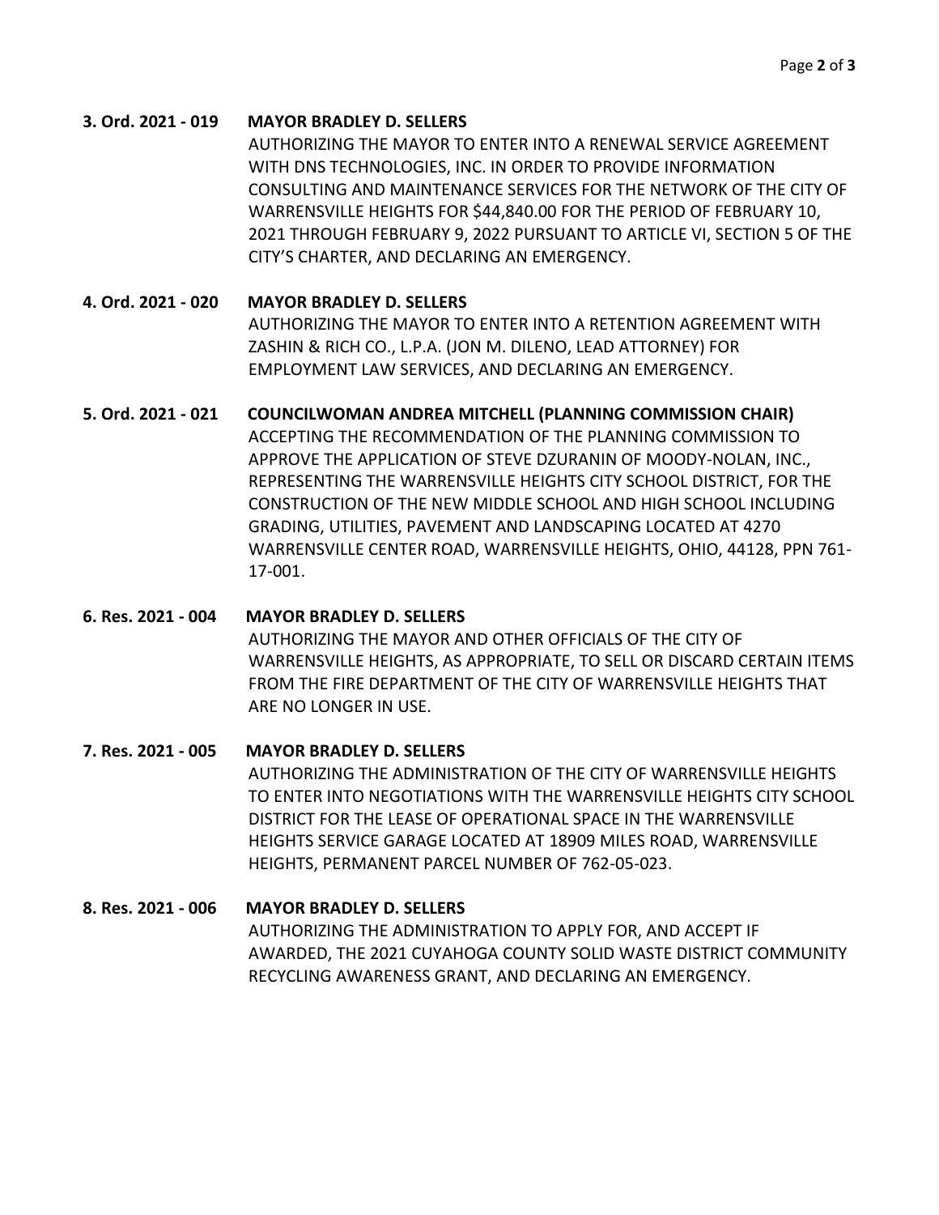**3. Ord. 2021 - 019** **MAYOR BRADLEY D. SELLERS**

AUTHORIZING THE MAYOR TO ENTER INTO A RENEWAL SERVICE AGREEMENT WITH DNS TECHNOLOGIES, INC. IN ORDER TO PROVIDE INFORMATION CONSULTING AND MAINTENANCE SERVICES FOR THE NETWORK OF THE CITY OF WARRENSVILLE HEIGHTS FOR $44,840.00 FOR THE PERIOD OF FEBRUARY 10, 2021 THROUGH FEBRUARY 9, 2022 PURSUANT TO ARTICLE VI, SECTION 5 OF THE CITY'S CHARTER, AND DECLARING AN EMERGENCY.

**4. Ord. 2021 - 020** **MAYOR BRADLEY D. SELLERS**

AUTHORIZING THE MAYOR TO ENTER INTO A RETENTION AGREEMENT WITH ZASHIN & RICH CO., L.P.A. (JON M. DILENO, LEAD ATTORNEY) FOR EMPLOYMENT LAW SERVICES, AND DECLARING AN EMERGENCY.

**5. Ord. 2021 - 021** **COUNCILWOMAN ANDREA MITCHELL (PLANNING COMMISSION CHAIR)**

ACCEPTING THE RECOMMENDATION OF THE PLANNING COMMISSION TO APPROVE THE APPLICATION OF STEVE DZURANIN OF MOODY-NOLAN, INC., REPRESENTING THE WARRENSVILLE HEIGHTS CITY SCHOOL DISTRICT, FOR THE CONSTRUCTION OF THE NEW MIDDLE SCHOOL AND HIGH SCHOOL INCLUDING GRADING, UTILITIES, PAVEMENT AND LANDSCAPING LOCATED AT 4270 WARRENSVILLE CENTER ROAD, WARRENSVILLE HEIGHTS, OHIO, 44128, PPN 761-17-001.

**6. Res. 2021 - 004** **MAYOR BRADLEY D. SELLERS**

AUTHORIZING THE MAYOR AND OTHER OFFICIALS OF THE CITY OF WARRENSVILLE HEIGHTS, AS APPROPRIATE, TO SELL OR DISCARD CERTAIN ITEMS FROM THE FIRE DEPARTMENT OF THE CITY OF WARRENSVILLE HEIGHTS THAT ARE NO LONGER IN USE.

**7. Res. 2021 - 005** **MAYOR BRADLEY D. SELLERS**

AUTHORIZING THE ADMINISTRATION OF THE CITY OF WARRENSVILLE HEIGHTS TO ENTER INTO NEGOTIATIONS WITH THE WARRENSVILLE HEIGHTS CITY SCHOOL DISTRICT FOR THE LEASE OF OPERATIONAL SPACE IN THE WARRENSVILLE HEIGHTS SERVICE GARAGE LOCATED AT 18909 MILES ROAD, WARRENSVILLE HEIGHTS, PERMANENT PARCEL NUMBER OF 762-05-023.

**8. Res. 2021 - 006** **MAYOR BRADLEY D. SELLERS**

AUTHORIZING THE ADMINISTRATION TO APPLY FOR, AND ACCEPT IF AWARDED, THE 2021 CUYAHOGA COUNTY SOLID WASTE DISTRICT COMMUNITY RECYCLING AWARENESS GRANT, AND DECLARING AN EMERGENCY.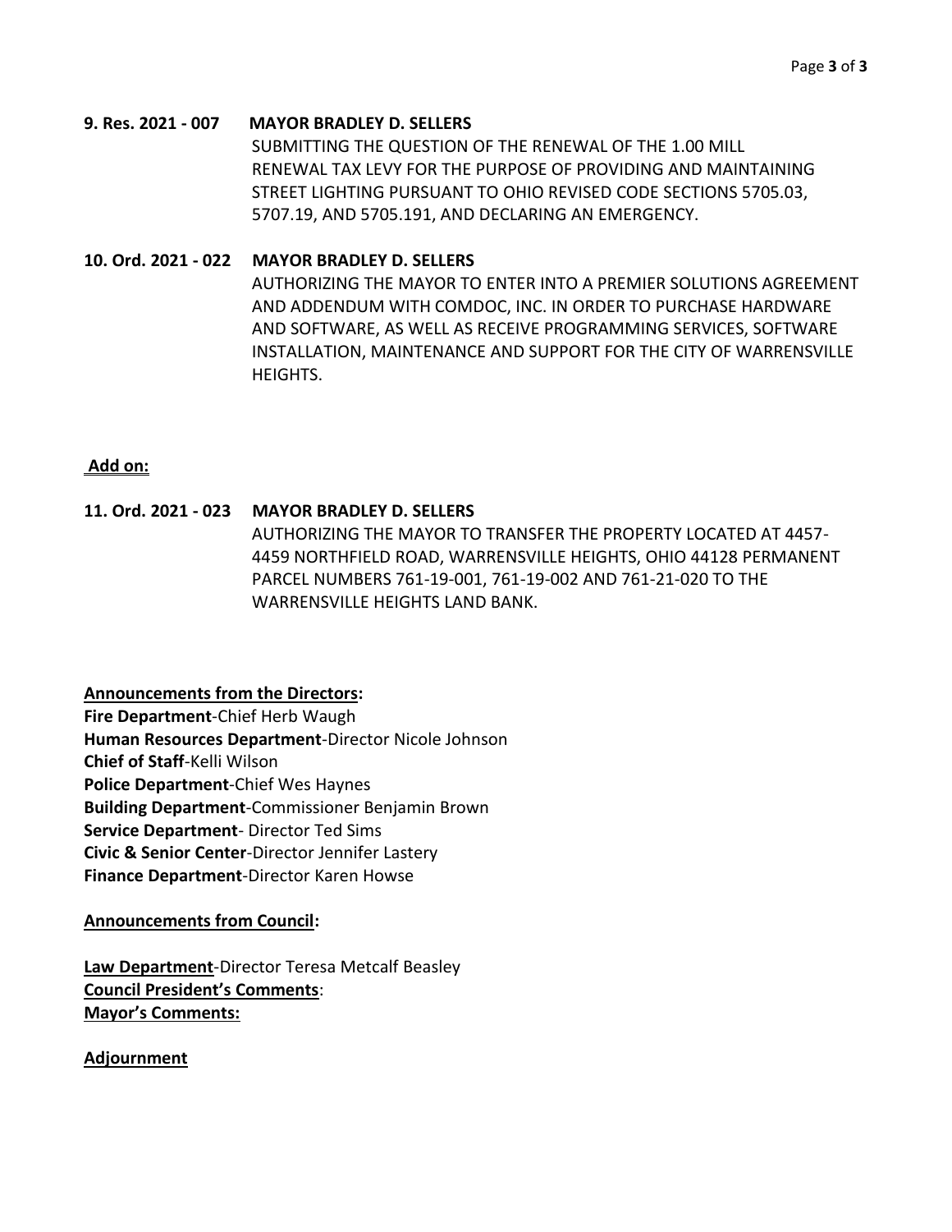**9. Res. 2021 - 007 MAYOR BRADLEY D. SELLERS**

SUBMITTING THE QUESTION OF THE RENEWAL OF THE 1.00 MILL RENEWAL TAX LEVY FOR THE PURPOSE OF PROVIDING AND MAINTAINING STREET LIGHTING PURSUANT TO OHIO REVISED CODE SECTIONS 5705.03, 5707.19, AND 5705.191, AND DECLARING AN EMERGENCY.

**10. Ord. 2021 - 022 MAYOR BRADLEY D. SELLERS**

AUTHORIZING THE MAYOR TO ENTER INTO A PREMIER SOLUTIONS AGREEMENT AND ADDENDUM WITH COMDOC, INC. IN ORDER TO PURCHASE HARDWARE AND SOFTWARE, AS WELL AS RECEIVE PROGRAMMING SERVICES, SOFTWARE INSTALLATION, MAINTENANCE AND SUPPORT FOR THE CITY OF WARRENSVILLE HEIGHTS.

**Add on:**

**11. Ord. 2021 - 023 MAYOR BRADLEY D. SELLERS**

AUTHORIZING THE MAYOR TO TRANSFER THE PROPERTY LOCATED AT 4457-4459 NORTHFIELD ROAD, WARRENSVILLE HEIGHTS, OHIO 44128 PERMANENT PARCEL NUMBERS 761-19-001, 761-19-002 AND 761-21-020 TO THE WARRENSVILLE HEIGHTS LAND BANK.

**Announcements from the Directors:**

**Fire Department**-Chief Herb Waugh
**Human Resources Department**-Director Nicole Johnson
**Chief of Staff**-Kelli Wilson
**Police Department**-Chief Wes Haynes
**Building Department**-Commissioner Benjamin Brown
**Service Department**- Director Ted Sims
**Civic & Senior Center**-Director Jennifer Lastery
**Finance Department**-Director Karen Howse

**Announcements from Council:**

**Law Department**-Director Teresa Metcalf Beasley
**Council President's Comments**:
**Mayor's Comments:**

**Adjournment**